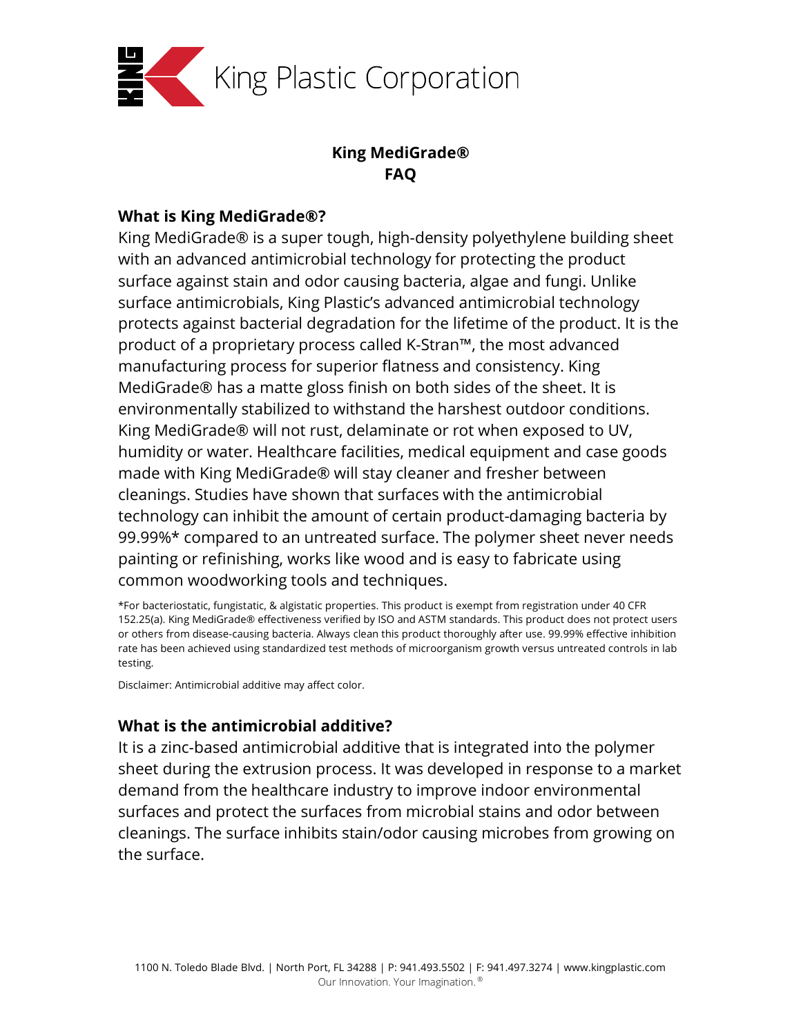# King Plastic Corporation

## King MediGrade®
## FAQ

### What is King MediGrade®?

King MediGrade® is a super tough, high-density polyethylene building sheet with an advanced antimicrobial technology for protecting the product surface against stain and odor causing bacteria, algae and fungi. Unlike surface antimicrobials, King Plastic's advanced antimicrobial technology protects against bacterial degradation for the lifetime of the product. It is the product of a proprietary process called K-Stran™, the most advanced manufacturing process for superior flatness and consistency. King MediGrade® has a matte gloss finish on both sides of the sheet. It is environmentally stabilized to withstand the harshest outdoor conditions. King MediGrade® will not rust, delaminate or rot when exposed to UV, humidity or water. Healthcare facilities, medical equipment and case goods made with King MediGrade® will stay cleaner and fresher between cleanings. Studies have shown that surfaces with the antimicrobial technology can inhibit the amount of certain product-damaging bacteria by 99.99%* compared to an untreated surface. The polymer sheet never needs painting or refinishing, works like wood and is easy to fabricate using common woodworking tools and techniques.

*For bacteriostatic, fungistatic, & algistatic properties. This product is exempt from registration under 40 CFR 152.25(a). King MediGrade® effectiveness verified by ISO and ASTM standards. This product does not protect users or others from disease-causing bacteria. Always clean this product thoroughly after use. 99.99% effective inhibition rate has been achieved using standardized test methods of microorganism growth versus untreated controls in lab testing.

Disclaimer: Antimicrobial additive may affect color.

### What is the antimicrobial additive?

It is a zinc-based antimicrobial additive that is integrated into the polymer sheet during the extrusion process. It was developed in response to a market demand from the healthcare industry to improve indoor environmental surfaces and protect the surfaces from microbial stains and odor between cleanings. The surface inhibits stain/odor causing microbes from growing on the surface.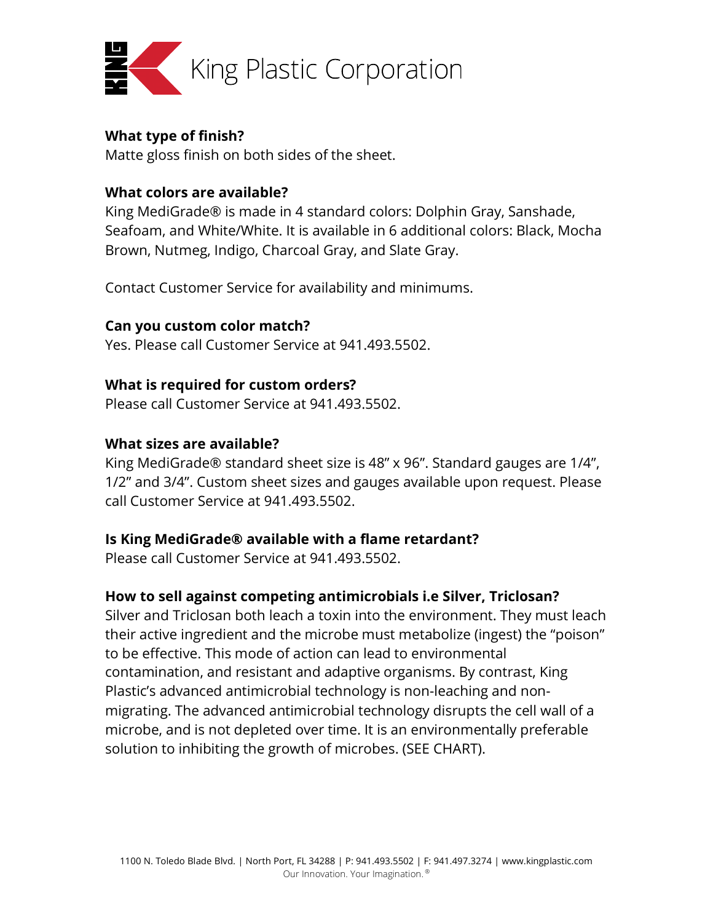**What type of finish?**
Matte gloss finish on both sides of the sheet.

**What colors are available?**
King MediGrade® is made in 4 standard colors: Dolphin Gray, Sanshade, Seafoam, and White/White. It is available in 6 additional colors: Black, Mocha Brown, Nutmeg, Indigo, Charcoal Gray, and Slate Gray.

Contact Customer Service for availability and minimums.

**Can you custom color match?**
Yes. Please call Customer Service at 941.493.5502.

**What is required for custom orders?**
Please call Customer Service at 941.493.5502.

**What sizes are available?**
King MediGrade® standard sheet size is 48" x 96". Standard gauges are 1/4", 1/2" and 3/4". Custom sheet sizes and gauges available upon request. Please call Customer Service at 941.493.5502.

**Is King MediGrade® available with a flame retardant?**
Please call Customer Service at 941.493.5502.

**How to sell against competing antimicrobials i.e Silver, Triclosan?**
Silver and Triclosan both leach a toxin into the environment. They must leach their active ingredient and the microbe must metabolize (ingest) the "poison" to be effective. This mode of action can lead to environmental contamination, and resistant and adaptive organisms. By contrast, King Plastic's advanced antimicrobial technology is non-leaching and non-migrating. The advanced antimicrobial technology disrupts the cell wall of a microbe, and is not depleted over time. It is an environmentally preferable solution to inhibiting the growth of microbes. (SEE CHART).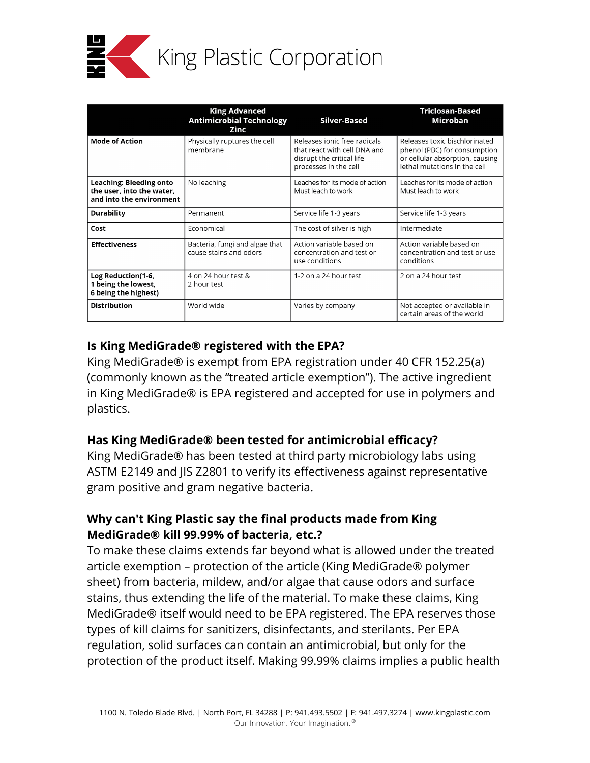| | King Advanced Antimicrobial Technology Zinc | Silver-Based | Triclosan-Based Microban |
|---|---|---|---|
| **Mode of Action** | Physically ruptures the cell membrane | Releases ionic free radicals that react with cell DNA and disrupt the critical life processes in the cell | Releases toxic bischlorinated phenol (PBC) for consumption or cellular absorption, causing lethal mutations in the cell |
| **Leaching: Bleeding onto the user, into the water, and into the environment** | No leaching | Leaches for its mode of action Must leach to work | Leaches for its mode of action Must leach to work |
| **Durability** | Permanent | Service life 1-3 years | Service life 1-3 years |
| **Cost** | Economical | The cost of silver is high | Intermediate |
| **Effectiveness** | Bacteria, fungi and algae that cause stains and odors | Action variable based on concentration and test or use conditions | Action variable based on concentration and test or use conditions |
| **Log Reduction(1-6, 1 being the lowest, 6 being the highest)** | 4 on 24 hour test & 2 hour test | 1-2 on a 24 hour test | 2 on a 24 hour test |
| **Distribution** | World wide | Varies by company | Not accepted or available in certain areas of the world |

### Is King MediGrade® registered with the EPA?

King MediGrade® is exempt from EPA registration under 40 CFR 152.25(a) (commonly known as the "treated article exemption"). The active ingredient in King MediGrade® is EPA registered and accepted for use in polymers and plastics.

### Has King MediGrade® been tested for antimicrobial efficacy?

King MediGrade® has been tested at third party microbiology labs using ASTM E2149 and JIS Z2801 to verify its effectiveness against representative gram positive and gram negative bacteria.

### Why can't King Plastic say the final products made from King MediGrade® kill 99.99% of bacteria, etc.?

To make these claims extends far beyond what is allowed under the treated article exemption – protection of the article (King MediGrade® polymer sheet) from bacteria, mildew, and/or algae that cause odors and surface stains, thus extending the life of the material. To make these claims, King MediGrade® itself would need to be EPA registered. The EPA reserves those types of kill claims for sanitizers, disinfectants, and sterilants. Per EPA regulation, solid surfaces can contain an antimicrobial, but only for the protection of the product itself. Making 99.99% claims implies a public health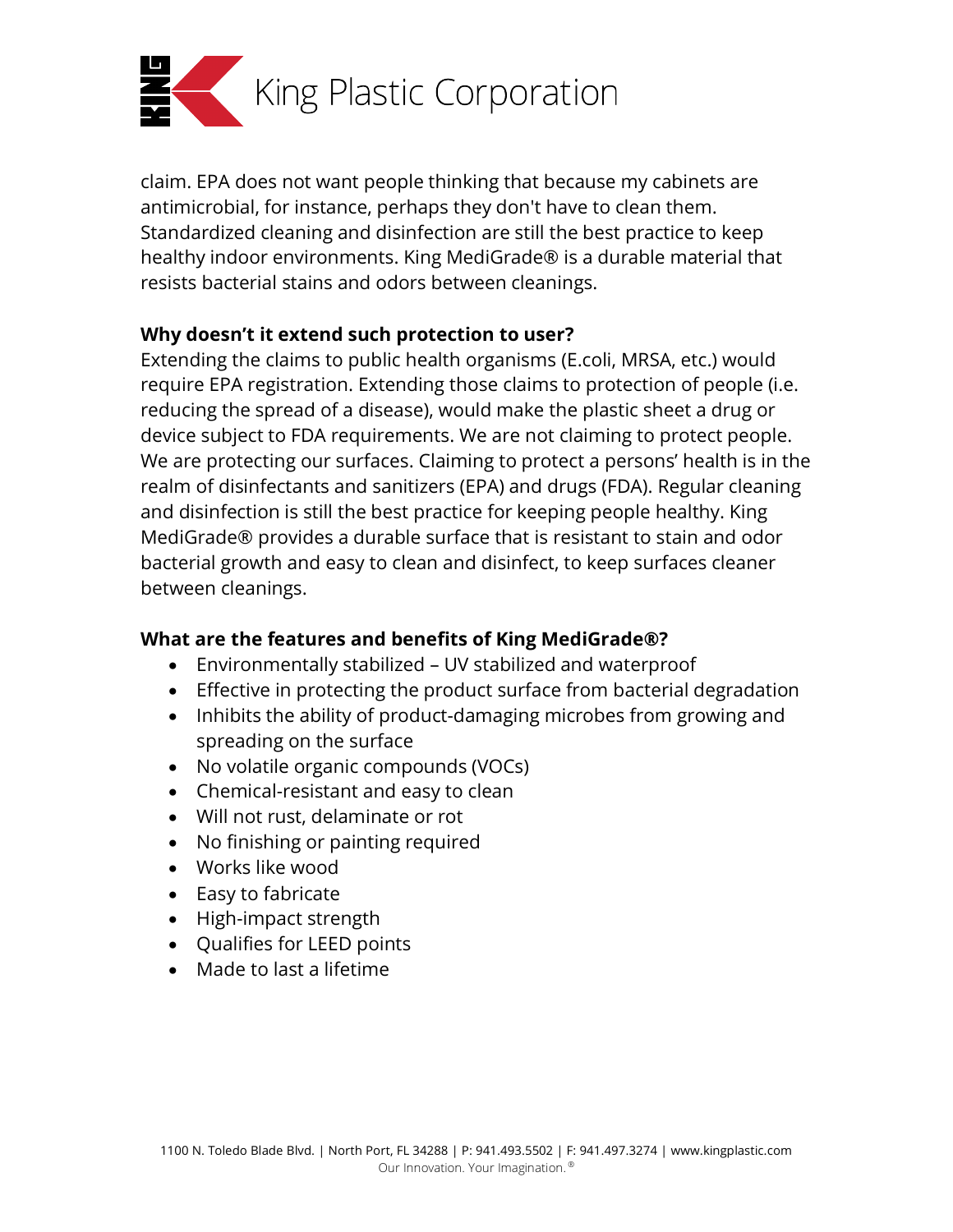claim. EPA does not want people thinking that because my cabinets are antimicrobial, for instance, perhaps they don't have to clean them. Standardized cleaning and disinfection are still the best practice to keep healthy indoor environments. King MediGrade® is a durable material that resists bacterial stains and odors between cleanings.

**Why doesn't it extend such protection to user?**

Extending the claims to public health organisms (E.coli, MRSA, etc.) would require EPA registration. Extending those claims to protection of people (i.e. reducing the spread of a disease), would make the plastic sheet a drug or device subject to FDA requirements. We are not claiming to protect people. We are protecting our surfaces. Claiming to protect a persons' health is in the realm of disinfectants and sanitizers (EPA) and drugs (FDA). Regular cleaning and disinfection is still the best practice for keeping people healthy. King MediGrade® provides a durable surface that is resistant to stain and odor bacterial growth and easy to clean and disinfect, to keep surfaces cleaner between cleanings.

**What are the features and benefits of King MediGrade®?**

- Environmentally stabilized – UV stabilized and waterproof
- Effective in protecting the product surface from bacterial degradation
- Inhibits the ability of product-damaging microbes from growing and spreading on the surface
- No volatile organic compounds (VOCs)
- Chemical-resistant and easy to clean
- Will not rust, delaminate or rot
- No finishing or painting required
- Works like wood
- Easy to fabricate
- High-impact strength
- Qualifies for LEED points
- Made to last a lifetime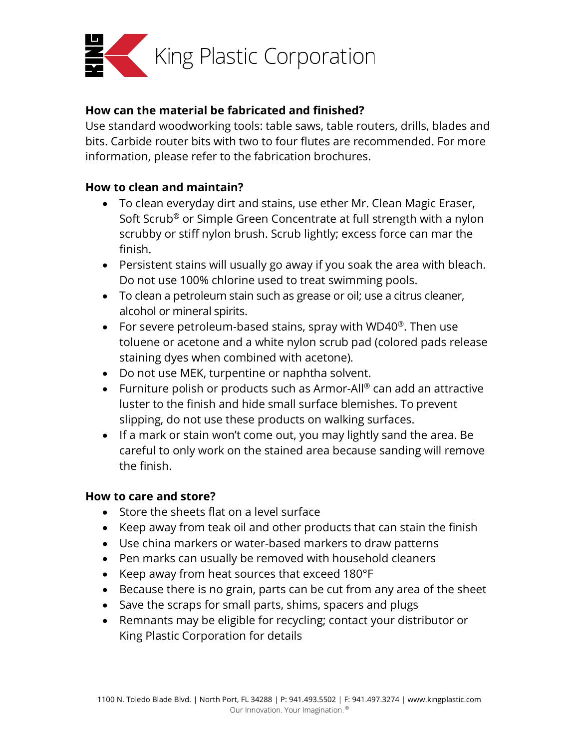### How can the material be fabricated and finished?

Use standard woodworking tools: table saws, table routers, drills, blades and bits. Carbide router bits with two to four flutes are recommended. For more information, please refer to the fabrication brochures.

### How to clean and maintain?

- To clean everyday dirt and stains, use ether Mr. Clean Magic Eraser, Soft Scrub® or Simple Green Concentrate at full strength with a nylon scrubby or stiff nylon brush. Scrub lightly; excess force can mar the finish.
- Persistent stains will usually go away if you soak the area with bleach. Do not use 100% chlorine used to treat swimming pools.
- To clean a petroleum stain such as grease or oil; use a citrus cleaner, alcohol or mineral spirits.
- For severe petroleum-based stains, spray with WD40®. Then use toluene or acetone and a white nylon scrub pad (colored pads release staining dyes when combined with acetone).
- Do not use MEK, turpentine or naphtha solvent.
- Furniture polish or products such as Armor-All® can add an attractive luster to the finish and hide small surface blemishes. To prevent slipping, do not use these products on walking surfaces.
- If a mark or stain won't come out, you may lightly sand the area. Be careful to only work on the stained area because sanding will remove the finish.

### How to care and store?

- Store the sheets flat on a level surface
- Keep away from teak oil and other products that can stain the finish
- Use china markers or water-based markers to draw patterns
- Pen marks can usually be removed with household cleaners
- Keep away from heat sources that exceed 180°F
- Because there is no grain, parts can be cut from any area of the sheet
- Save the scraps for small parts, shims, spacers and plugs
- Remnants may be eligible for recycling; contact your distributor or King Plastic Corporation for details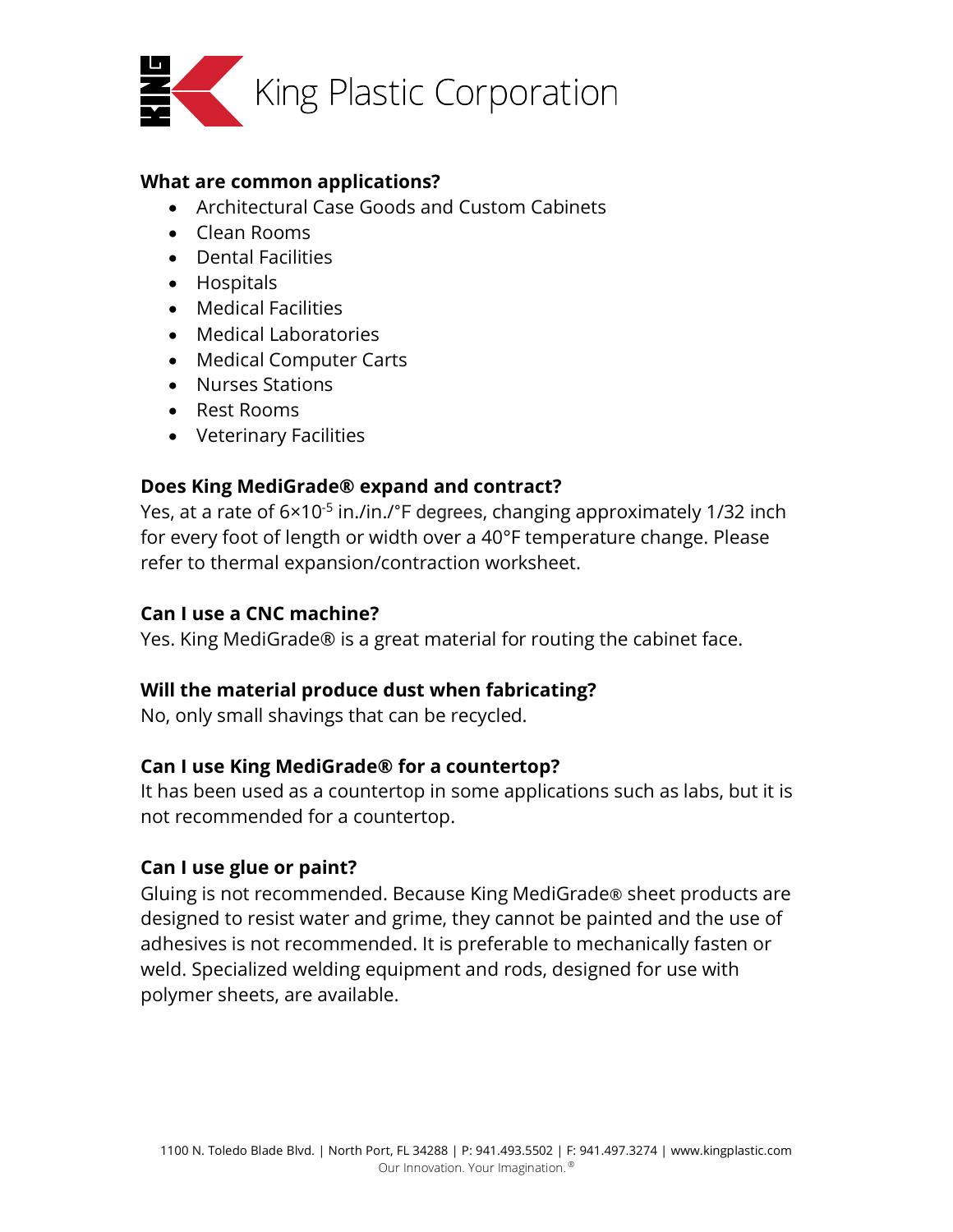King Plastic Corporation

**What are common applications?**

- Architectural Case Goods and Custom Cabinets
- Clean Rooms
- Dental Facilities
- Hospitals
- Medical Facilities
- Medical Laboratories
- Medical Computer Carts
- Nurses Stations
- Rest Rooms
- Veterinary Facilities

**Does King MediGrade® expand and contract?**

Yes, at a rate of $6 \times 10^{-5}$ in./in./°F degrees, changing approximately 1/32 inch for every foot of length or width over a 40°F temperature change. Please refer to thermal expansion/contraction worksheet.

**Can I use a CNC machine?**

Yes. King MediGrade® is a great material for routing the cabinet face.

**Will the material produce dust when fabricating?**

No, only small shavings that can be recycled.

**Can I use King MediGrade® for a countertop?**

It has been used as a countertop in some applications such as labs, but it is not recommended for a countertop.

**Can I use glue or paint?**

Gluing is not recommended. Because King MediGrade® sheet products are designed to resist water and grime, they cannot be painted and the use of adhesives is not recommended. It is preferable to mechanically fasten or weld. Specialized welding equipment and rods, designed for use with polymer sheets, are available.